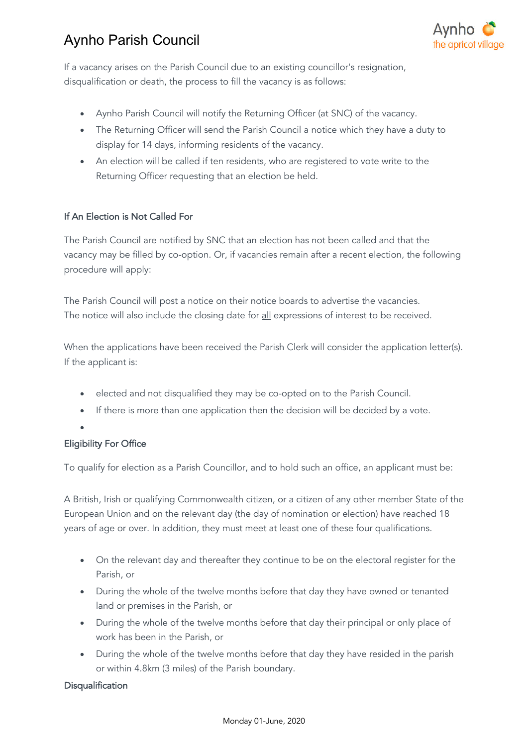# Aynho Parish Council

If a vacancy arises on the Parish Council due to an existing councillor's resignation, disqualification or death, the process to fill the vacancy is as follows:

- Aynho Parish Council will notify the Returning Officer (at SNC) of the vacancy.
- The Returning Officer will send the Parish Council a notice which they have a duty to display for 14 days, informing residents of the vacancy.
- An election will be called if ten residents, who are registered to vote write to the Returning Officer requesting that an election be held.

## If An Election is Not Called For

The Parish Council are notified by SNC that an election has not been called and that the vacancy may be filled by co-option. Or, if vacancies remain after a recent election, the following procedure will apply:

The Parish Council will post a notice on their notice boards to advertise the vacancies. The notice will also include the closing date for all expressions of interest to be received.

When the applications have been received the Parish Clerk will consider the application letter(s). If the applicant is:

- elected and not disqualified they may be co-opted on to the Parish Council.
- If there is more than one application then the decision will be decided by a vote.

## Eligibility For Office

To qualify for election as a Parish Councillor, and to hold such an office, an applicant must be:

A British, Irish or qualifying Commonwealth citizen, or a citizen of any other member State of the European Union and on the relevant day (the day of nomination or election) have reached 18 years of age or over. In addition, they must meet at least one of these four qualifications.

- On the relevant day and thereafter they continue to be on the electoral register for the Parish, or
- During the whole of the twelve months before that day they have owned or tenanted land or premises in the Parish, or
- During the whole of the twelve months before that day their principal or only place of work has been in the Parish, or
- During the whole of the twelve months before that day they have resided in the parish or within 4.8km (3 miles) of the Parish boundary.

## Disqualification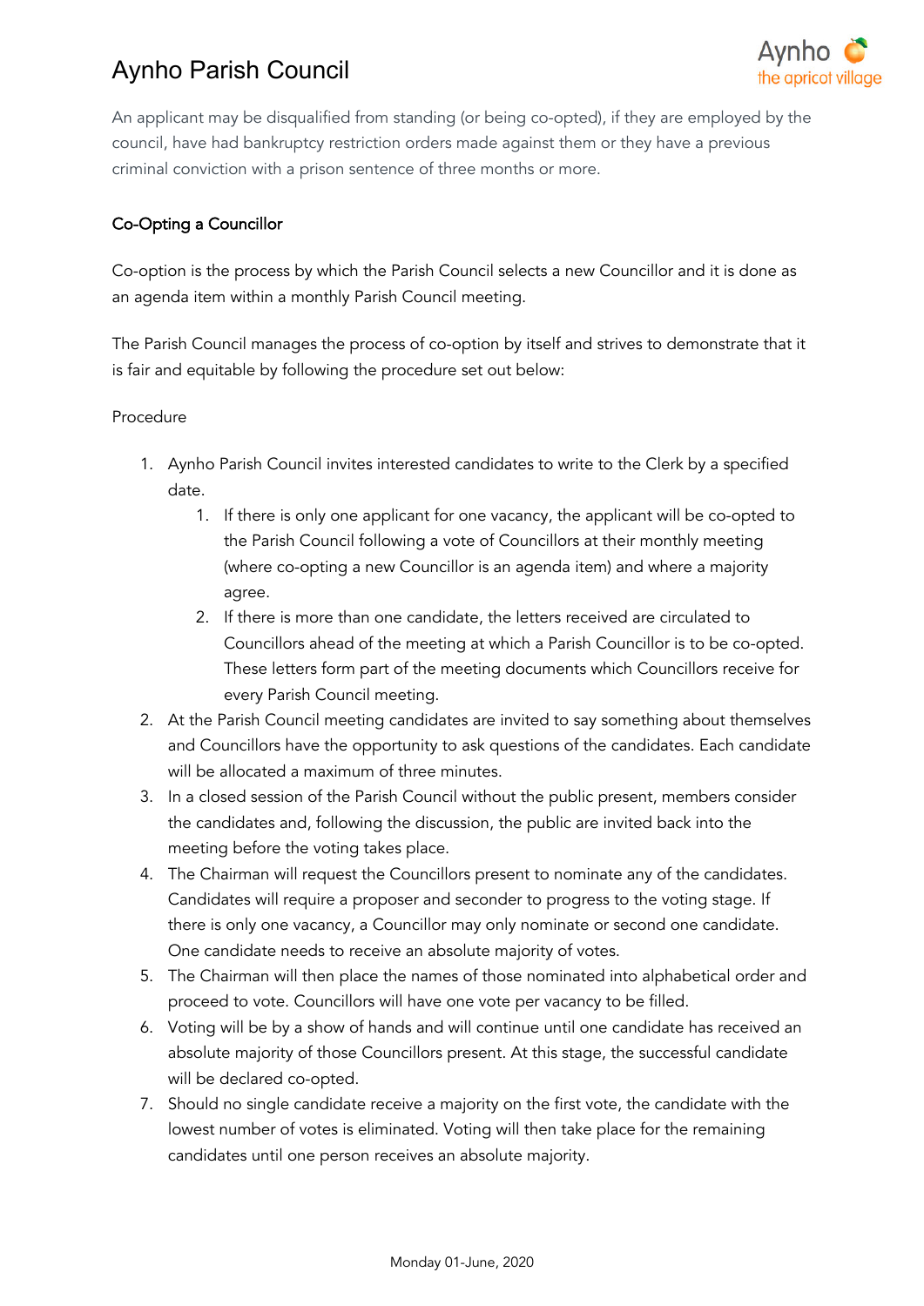An applicant may be disqualified from standing (or being co-opted), if they are employed by the council, have had bankruptcy restriction orders made against them or they have a previous criminal conviction with a prison sentence of three months or more.

## Co-Opting a Councillor

Co-option is the process by which the Parish Council selects a new Councillor and it is done as an agenda item within a monthly Parish Council meeting.

The Parish Council manages the process of co-option by itself and strives to demonstrate that it is fair and equitable by following the procedure set out below:

Procedure

1. Aynho Parish Council invites interested candidates to write to the Clerk by a specified date.
   1. If there is only one applicant for one vacancy, the applicant will be co-opted to the Parish Council following a vote of Councillors at their monthly meeting (where co-opting a new Councillor is an agenda item) and where a majority agree.
   2. If there is more than one candidate, the letters received are circulated to Councillors ahead of the meeting at which a Parish Councillor is to be co-opted. These letters form part of the meeting documents which Councillors receive for every Parish Council meeting.
2. At the Parish Council meeting candidates are invited to say something about themselves and Councillors have the opportunity to ask questions of the candidates. Each candidate will be allocated a maximum of three minutes.
3. In a closed session of the Parish Council without the public present, members consider the candidates and, following the discussion, the public are invited back into the meeting before the voting takes place.
4. The Chairman will request the Councillors present to nominate any of the candidates. Candidates will require a proposer and seconder to progress to the voting stage. If there is only one vacancy, a Councillor may only nominate or second one candidate. One candidate needs to receive an absolute majority of votes.
5. The Chairman will then place the names of those nominated into alphabetical order and proceed to vote. Councillors will have one vote per vacancy to be filled.
6. Voting will be by a show of hands and will continue until one candidate has received an absolute majority of those Councillors present. At this stage, the successful candidate will be declared co-opted.
7. Should no single candidate receive a majority on the first vote, the candidate with the lowest number of votes is eliminated. Voting will then take place for the remaining candidates until one person receives an absolute majority.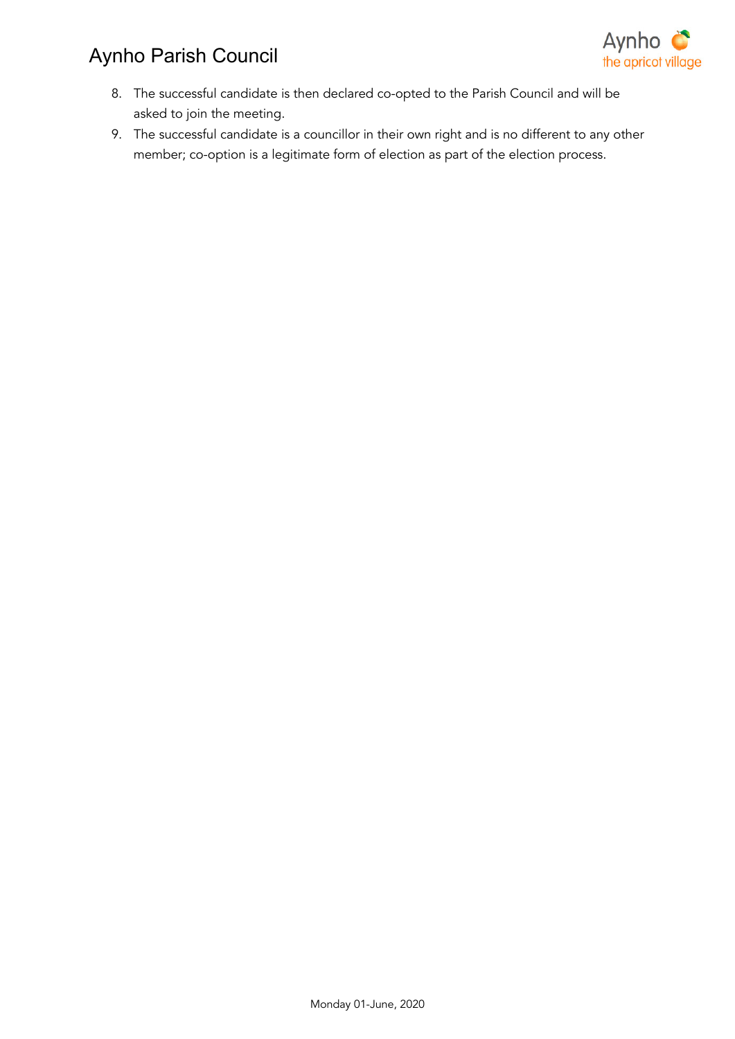8. The successful candidate is then declared co-opted to the Parish Council and will be asked to join the meeting.
9. The successful candidate is a councillor in their own right and is no different to any other member; co-option is a legitimate form of election as part of the election process.